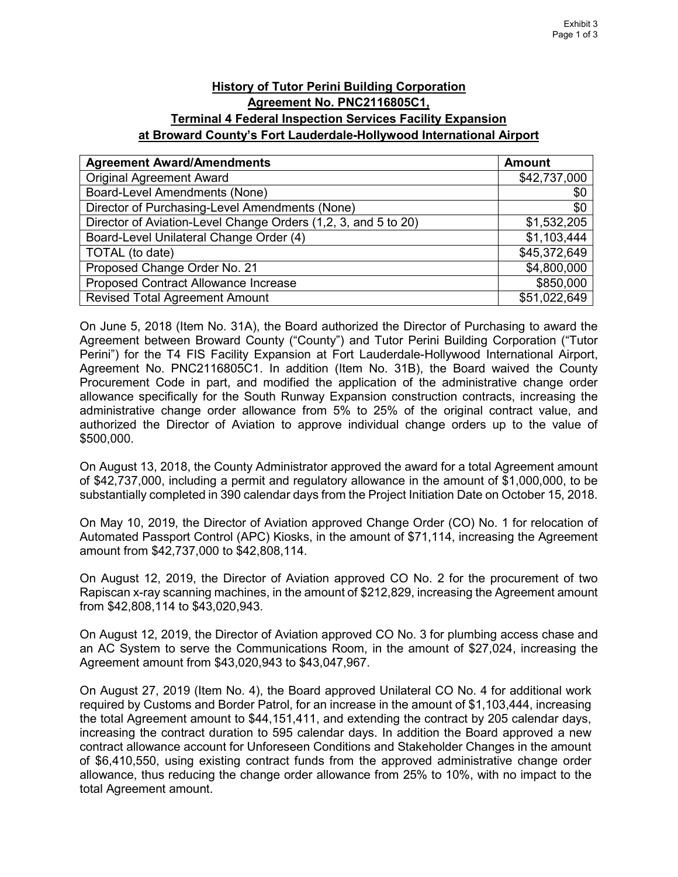# History of Tutor Perini Building Corporation
# Agreement No. PNC2116805C1,
# Terminal 4 Federal Inspection Services Facility Expansion
# at Broward County's Fort Lauderdale-Hollywood International Airport

| Agreement Award/Amendments | Amount |
|---|---|
| Original Agreement Award | $42,737,000 |
| Board-Level Amendments (None) | $0 |
| Director of Purchasing-Level Amendments (None) | $0 |
| Director of Aviation-Level Change Orders (1,2, 3, and 5 to 20) | $1,532,205 |
| Board-Level Unilateral Change Order (4) | $1,103,444 |
| TOTAL (to date) | $45,372,649 |
| Proposed Change Order No. 21 | $4,800,000 |
| Proposed Contract Allowance Increase | $850,000 |
| Revised Total Agreement Amount | $51,022,649 |

On June 5, 2018 (Item No. 31A), the Board authorized the Director of Purchasing to award the Agreement between Broward County ("County") and Tutor Perini Building Corporation ("Tutor Perini") for the T4 FIS Facility Expansion at Fort Lauderdale-Hollywood International Airport, Agreement No. PNC2116805C1. In addition (Item No. 31B), the Board waived the County Procurement Code in part, and modified the application of the administrative change order allowance specifically for the South Runway Expansion construction contracts, increasing the administrative change order allowance from 5% to 25% of the original contract value, and authorized the Director of Aviation to approve individual change orders up to the value of $500,000.

On August 13, 2018, the County Administrator approved the award for a total Agreement amount of $42,737,000, including a permit and regulatory allowance in the amount of $1,000,000, to be substantially completed in 390 calendar days from the Project Initiation Date on October 15, 2018.

On May 10, 2019, the Director of Aviation approved Change Order (CO) No. 1 for relocation of Automated Passport Control (APC) Kiosks, in the amount of $71,114, increasing the Agreement amount from $42,737,000 to $42,808,114.

On August 12, 2019, the Director of Aviation approved CO No. 2 for the procurement of two Rapiscan x-ray scanning machines, in the amount of $212,829, increasing the Agreement amount from $42,808,114 to $43,020,943.

On August 12, 2019, the Director of Aviation approved CO No. 3 for plumbing access chase and an AC System to serve the Communications Room, in the amount of $27,024, increasing the Agreement amount from $43,020,943 to $43,047,967.

On August 27, 2019 (Item No. 4), the Board approved Unilateral CO No. 4 for additional work required by Customs and Border Patrol, for an increase in the amount of $1,103,444, increasing the total Agreement amount to $44,151,411, and extending the contract by 205 calendar days, increasing the contract duration to 595 calendar days. In addition the Board approved a new contract allowance account for Unforeseen Conditions and Stakeholder Changes in the amount of $6,410,550, using existing contract funds from the approved administrative change order allowance, thus reducing the change order allowance from 25% to 10%, with no impact to the total Agreement amount.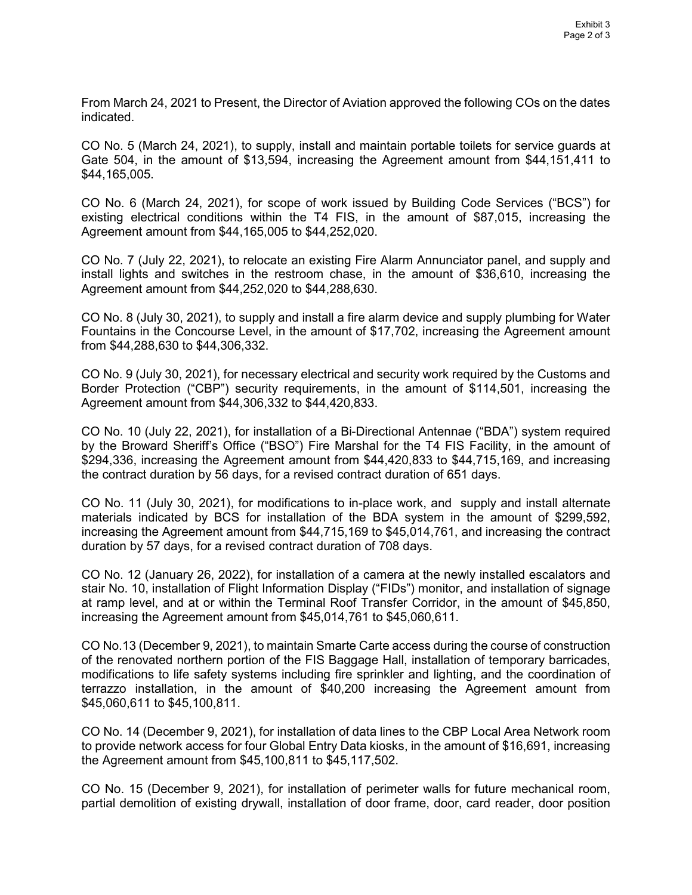From March 24, 2021 to Present, the Director of Aviation approved the following COs on the dates indicated.

CO No. 5 (March 24, 2021), to supply, install and maintain portable toilets for service guards at Gate 504, in the amount of $13,594, increasing the Agreement amount from $44,151,411 to $44,165,005.

CO No. 6 (March 24, 2021), for scope of work issued by Building Code Services ("BCS") for existing electrical conditions within the T4 FIS, in the amount of $87,015, increasing the Agreement amount from $44,165,005 to $44,252,020.

CO No. 7 (July 22, 2021), to relocate an existing Fire Alarm Annunciator panel, and supply and install lights and switches in the restroom chase, in the amount of $36,610, increasing the Agreement amount from $44,252,020 to $44,288,630.

CO No. 8 (July 30, 2021), to supply and install a fire alarm device and supply plumbing for Water Fountains in the Concourse Level, in the amount of $17,702, increasing the Agreement amount from $44,288,630 to $44,306,332.

CO No. 9 (July 30, 2021), for necessary electrical and security work required by the Customs and Border Protection ("CBP") security requirements, in the amount of $114,501, increasing the Agreement amount from $44,306,332 to $44,420,833.

CO No. 10 (July 22, 2021), for installation of a Bi-Directional Antennae ("BDA") system required by the Broward Sheriff's Office ("BSO") Fire Marshal for the T4 FIS Facility, in the amount of $294,336, increasing the Agreement amount from $44,420,833 to $44,715,169, and increasing the contract duration by 56 days, for a revised contract duration of 651 days.

CO No. 11 (July 30, 2021), for modifications to in-place work, and supply and install alternate materials indicated by BCS for installation of the BDA system in the amount of $299,592, increasing the Agreement amount from $44,715,169 to $45,014,761, and increasing the contract duration by 57 days, for a revised contract duration of 708 days.

CO No. 12 (January 26, 2022), for installation of a camera at the newly installed escalators and stair No. 10, installation of Flight Information Display ("FIDs") monitor, and installation of signage at ramp level, and at or within the Terminal Roof Transfer Corridor, in the amount of $45,850, increasing the Agreement amount from $45,014,761 to $45,060,611.

CO No.13 (December 9, 2021), to maintain Smarte Carte access during the course of construction of the renovated northern portion of the FIS Baggage Hall, installation of temporary barricades, modifications to life safety systems including fire sprinkler and lighting, and the coordination of terrazzo installation, in the amount of $40,200 increasing the Agreement amount from $45,060,611 to $45,100,811.

CO No. 14 (December 9, 2021), for installation of data lines to the CBP Local Area Network room to provide network access for four Global Entry Data kiosks, in the amount of $16,691, increasing the Agreement amount from $45,100,811 to $45,117,502.

CO No. 15 (December 9, 2021), for installation of perimeter walls for future mechanical room, partial demolition of existing drywall, installation of door frame, door, card reader, door position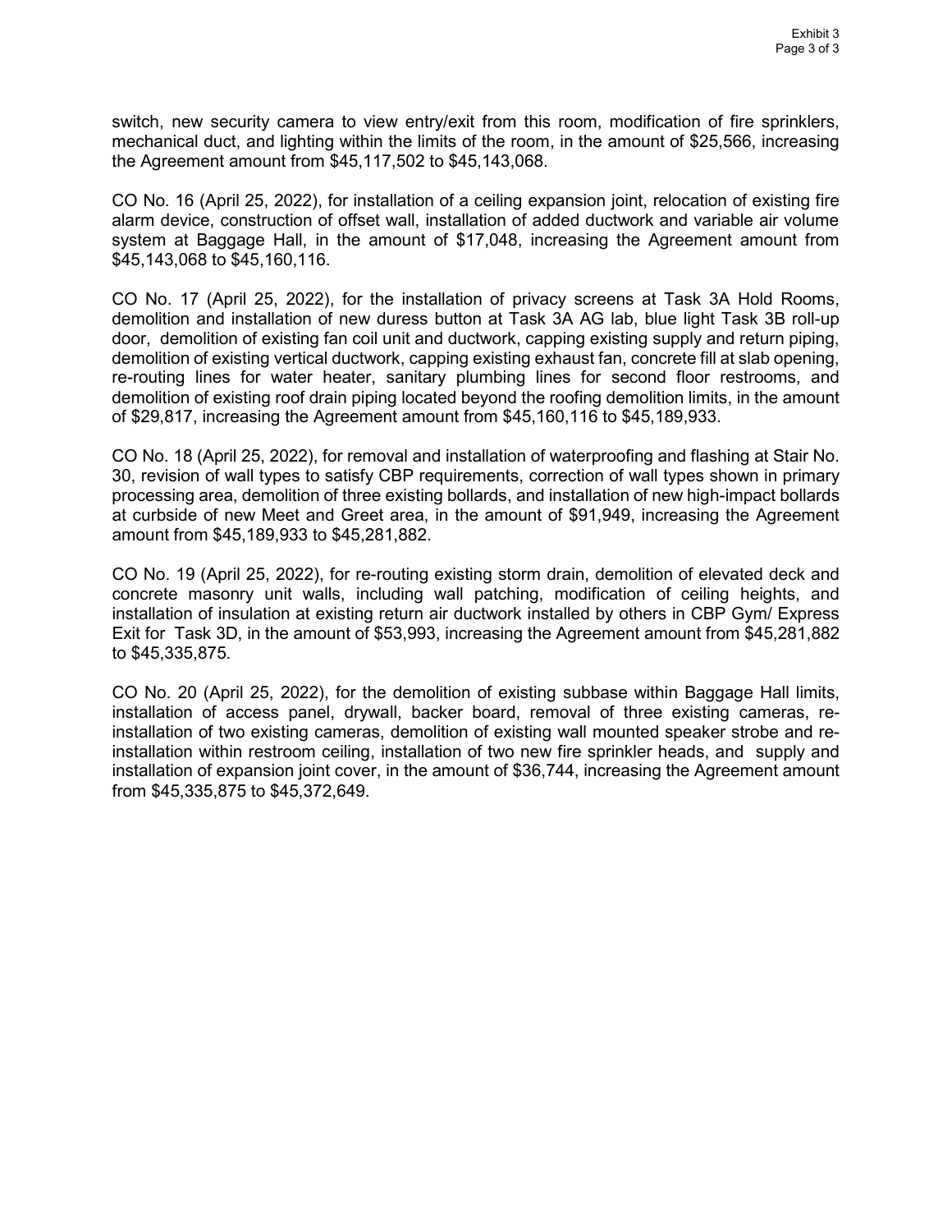switch, new security camera to view entry/exit from this room, modification of fire sprinklers, mechanical duct, and lighting within the limits of the room, in the amount of $25,566, increasing the Agreement amount from $45,117,502 to $45,143,068.

CO No. 16 (April 25, 2022), for installation of a ceiling expansion joint, relocation of existing fire alarm device, construction of offset wall, installation of added ductwork and variable air volume system at Baggage Hall, in the amount of $17,048, increasing the Agreement amount from $45,143,068 to $45,160,116.

CO No. 17 (April 25, 2022), for the installation of privacy screens at Task 3A Hold Rooms, demolition and installation of new duress button at Task 3A AG lab, blue light Task 3B roll-up door, demolition of existing fan coil unit and ductwork, capping existing supply and return piping, demolition of existing vertical ductwork, capping existing exhaust fan, concrete fill at slab opening, re-routing lines for water heater, sanitary plumbing lines for second floor restrooms, and demolition of existing roof drain piping located beyond the roofing demolition limits, in the amount of $29,817, increasing the Agreement amount from $45,160,116 to $45,189,933.

CO No. 18 (April 25, 2022), for removal and installation of waterproofing and flashing at Stair No. 30, revision of wall types to satisfy CBP requirements, correction of wall types shown in primary processing area, demolition of three existing bollards, and installation of new high-impact bollards at curbside of new Meet and Greet area, in the amount of $91,949, increasing the Agreement amount from $45,189,933 to $45,281,882.

CO No. 19 (April 25, 2022), for re-routing existing storm drain, demolition of elevated deck and concrete masonry unit walls, including wall patching, modification of ceiling heights, and installation of insulation at existing return air ductwork installed by others in CBP Gym/ Express Exit for Task 3D, in the amount of $53,993, increasing the Agreement amount from $45,281,882 to $45,335,875.

CO No. 20 (April 25, 2022), for the demolition of existing subbase within Baggage Hall limits, installation of access panel, drywall, backer board, removal of three existing cameras, re-installation of two existing cameras, demolition of existing wall mounted speaker strobe and re-installation within restroom ceiling, installation of two new fire sprinkler heads, and supply and installation of expansion joint cover, in the amount of $36,744, increasing the Agreement amount from $45,335,875 to $45,372,649.